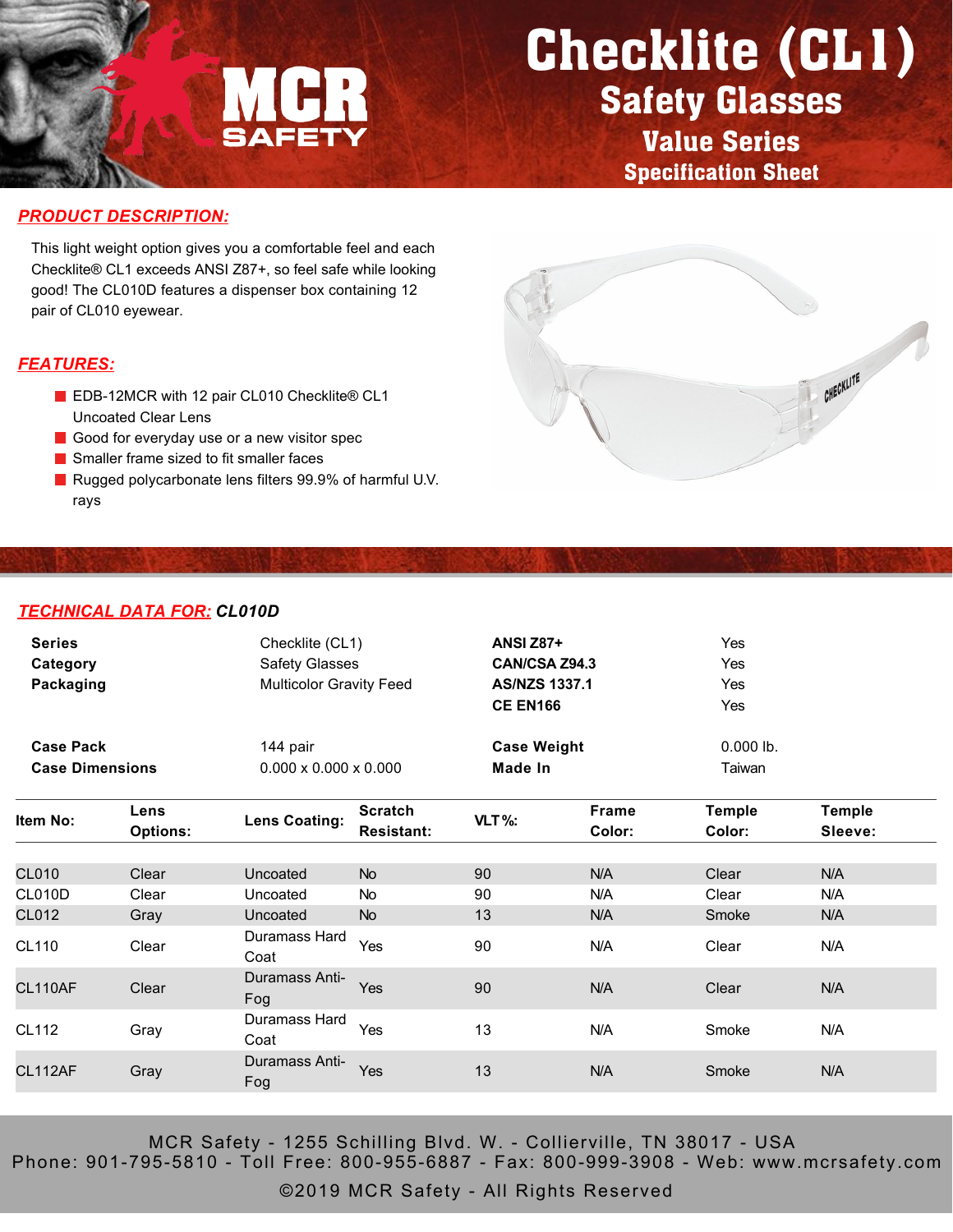# Checklite (CL1)

## Safety Glasses

### Value Series

### Specification Sheet

MCR SAFETY

## PRODUCT DESCRIPTION:

This light weight option gives you a comfortable feel and each Checklite® CL1 exceeds ANSI Z87+, so feel safe while looking good! The CL010D features a dispenser box containing 12 pair of CL010 eyewear.

## FEATURES:

- EDB-12MCR with 12 pair CL010 Checklite® CL1 Uncoated Clear Lens
- Good for everyday use or a new visitor spec
- Smaller frame sized to fit smaller faces
- Rugged polycarbonate lens filters 99.9% of harmful U.V. rays

## TECHNICAL DATA FOR: *CL010D*

| | | | |
|---|---|---|---|
| **Series** | Checklite (CL1) | **ANSI Z87+** | Yes |
| **Category** | Safety Glasses | **CAN/CSA Z94.3** | Yes |
| **Packaging** | Multicolor Gravity Feed | **AS/NZS 1337.1** | Yes |
| | | **CE EN166** | Yes |
| **Case Pack** | 144 pair | **Case Weight** | 0.000 lb. |
| **Case Dimensions** | 0.000 x 0.000 x 0.000 | **Made In** | Taiwan |

| Item No: | Lens Options: | Lens Coating: | Scratch Resistant: | VLT%: | Frame Color: | Temple Color: | Temple Sleeve: |
|---|---|---|---|---|---|---|---|
| CL010 | Clear | Uncoated | No | 90 | N/A | Clear | N/A |
| CL010D | Clear | Uncoated | No | 90 | N/A | Clear | N/A |
| CL012 | Gray | Uncoated | No | 13 | N/A | Smoke | N/A |
| CL110 | Clear | Duramass Hard Coat | Yes | 90 | N/A | Clear | N/A |
| CL110AF | Clear | Duramass Anti-Fog | Yes | 90 | N/A | Clear | N/A |
| CL112 | Gray | Duramass Hard Coat | Yes | 13 | N/A | Smoke | N/A |
| CL112AF | Gray | Duramass Anti-Fog | Yes | 13 | N/A | Smoke | N/A |

MCR Safety - 1255 Schilling Blvd. W. - Collierville, TN 38017 - USA
Phone: 901-795-5810 - Toll Free: 800-955-6887 - Fax: 800-999-3908 - Web: www.mcrsafety.com
©2019 MCR Safety - All Rights Reserved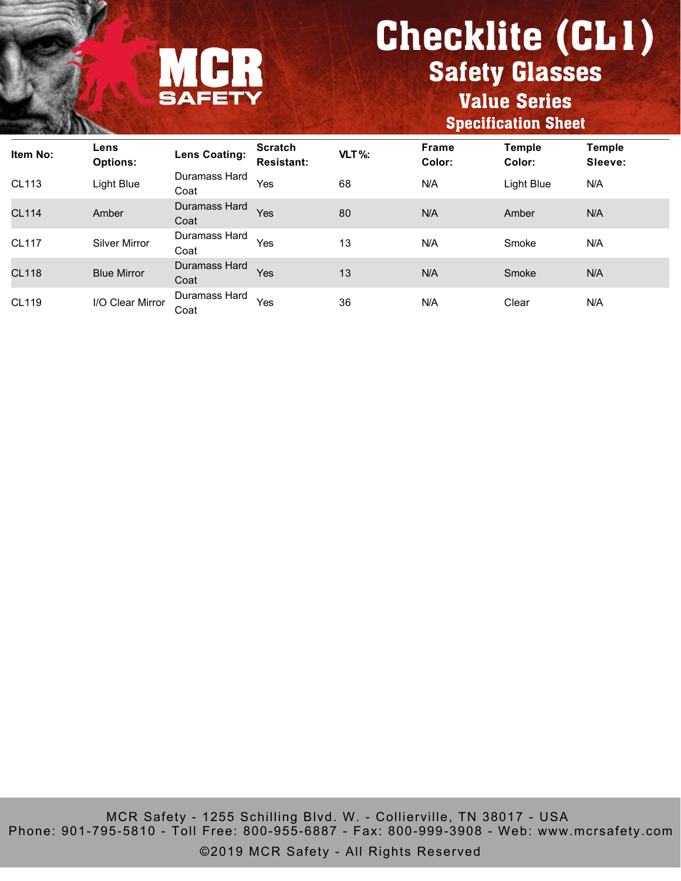# Checklite (CL1)

## Safety Glasses

### Value Series

### Specification Sheet

| Item No: | Lens Options: | Lens Coating: | Scratch Resistant: | VLT%: | Frame Color: | Temple Color: | Temple Sleeve: |
|---|---|---|---|---|---|---|---|
| CL113 | Light Blue | Duramass Hard Coat | Yes | 68 | N/A | Light Blue | N/A |
| CL114 | Amber | Duramass Hard Coat | Yes | 80 | N/A | Amber | N/A |
| CL117 | Silver Mirror | Duramass Hard Coat | Yes | 13 | N/A | Smoke | N/A |
| CL118 | Blue Mirror | Duramass Hard Coat | Yes | 13 | N/A | Smoke | N/A |
| CL119 | I/O Clear Mirror | Duramass Hard Coat | Yes | 36 | N/A | Clear | N/A |

MCR Safety - 1255 Schilling Blvd. W. - Collierville, TN 38017 - USA
Phone: 901-795-5810 - Toll Free: 800-955-6887 - Fax: 800-999-3908 - Web: www.mcrsafety.com

©2019 MCR Safety - All Rights Reserved